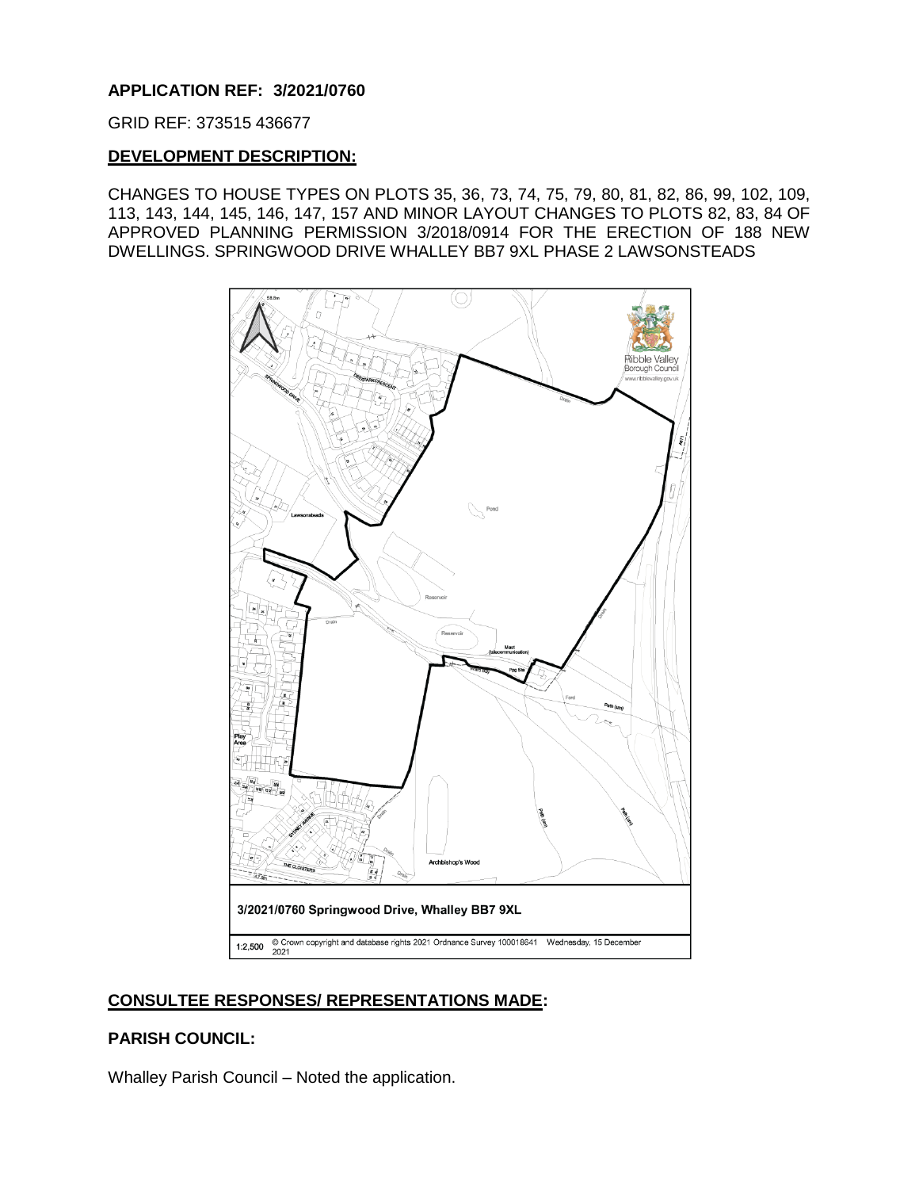**APPLICATION REF: 3/2021/0760**

GRID REF: 373515 436677

**DEVELOPMENT DESCRIPTION:**

CHANGES TO HOUSE TYPES ON PLOTS 35, 36, 73, 74, 75, 79, 80, 81, 82, 86, 99, 102, 109, 113, 143, 144, 145, 146, 147, 157 AND MINOR LAYOUT CHANGES TO PLOTS 82, 83, 84 OF APPROVED PLANNING PERMISSION 3/2018/0914 FOR THE ERECTION OF 188 NEW DWELLINGS. SPRINGWOOD DRIVE WHALLEY BB7 9XL PHASE 2 LAWSONSTEADS

3/2021/0760 Springwood Drive, Whalley BB7 9XL

1:2,500 © Crown copyright and database rights 2021 Ordnance Survey 100018641 Wednesday, 15 December 2021

**CONSULTEE RESPONSES/ REPRESENTATIONS MADE:**

**PARISH COUNCIL:**

Whalley Parish Council – Noted the application.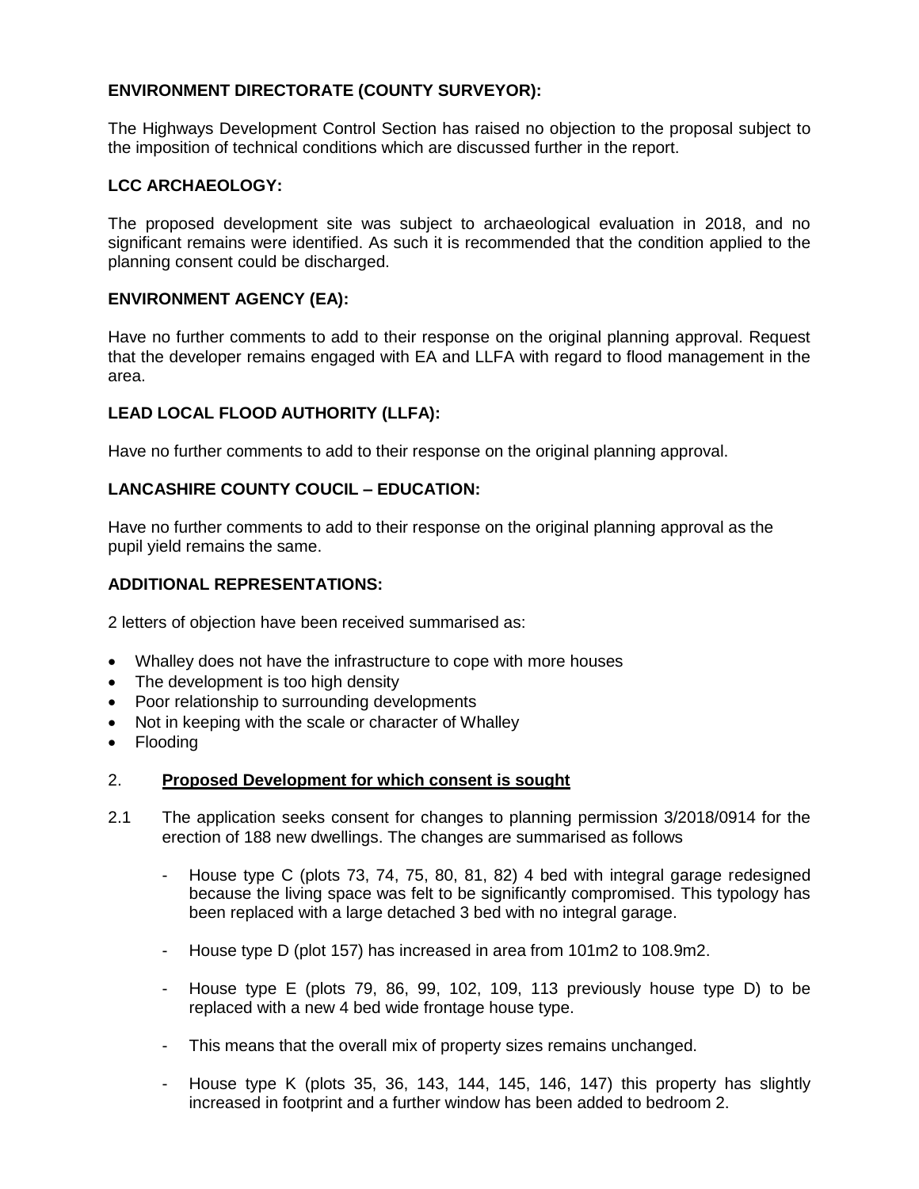**ENVIRONMENT DIRECTORATE (COUNTY SURVEYOR):**

The Highways Development Control Section has raised no objection to the proposal subject to the imposition of technical conditions which are discussed further in the report.

**LCC ARCHAEOLOGY:**

The proposed development site was subject to archaeological evaluation in 2018, and no significant remains were identified. As such it is recommended that the condition applied to the planning consent could be discharged.

**ENVIRONMENT AGENCY (EA):**

Have no further comments to add to their response on the original planning approval. Request that the developer remains engaged with EA and LLFA with regard to flood management in the area.

**LEAD LOCAL FLOOD AUTHORITY (LLFA):**

Have no further comments to add to their response on the original planning approval.

**LANCASHIRE COUNTY COUCIL – EDUCATION:**

Have no further comments to add to their response on the original planning approval as the pupil yield remains the same.

**ADDITIONAL REPRESENTATIONS:**

2 letters of objection have been received summarised as:

- Whalley does not have the infrastructure to cope with more houses
- The development is too high density
- Poor relationship to surrounding developments
- Not in keeping with the scale or character of Whalley
- Flooding

## 2. Proposed Development for which consent is sought

2.1 The application seeks consent for changes to planning permission 3/2018/0914 for the erection of 188 new dwellings. The changes are summarised as follows

- House type C (plots 73, 74, 75, 80, 81, 82) 4 bed with integral garage redesigned because the living space was felt to be significantly compromised. This typology has been replaced with a large detached 3 bed with no integral garage.
- House type D (plot 157) has increased in area from 101m2 to 108.9m2.
- House type E (plots 79, 86, 99, 102, 109, 113 previously house type D) to be replaced with a new 4 bed wide frontage house type.
- This means that the overall mix of property sizes remains unchanged.
- House type K (plots 35, 36, 143, 144, 145, 146, 147) this property has slightly increased in footprint and a further window has been added to bedroom 2.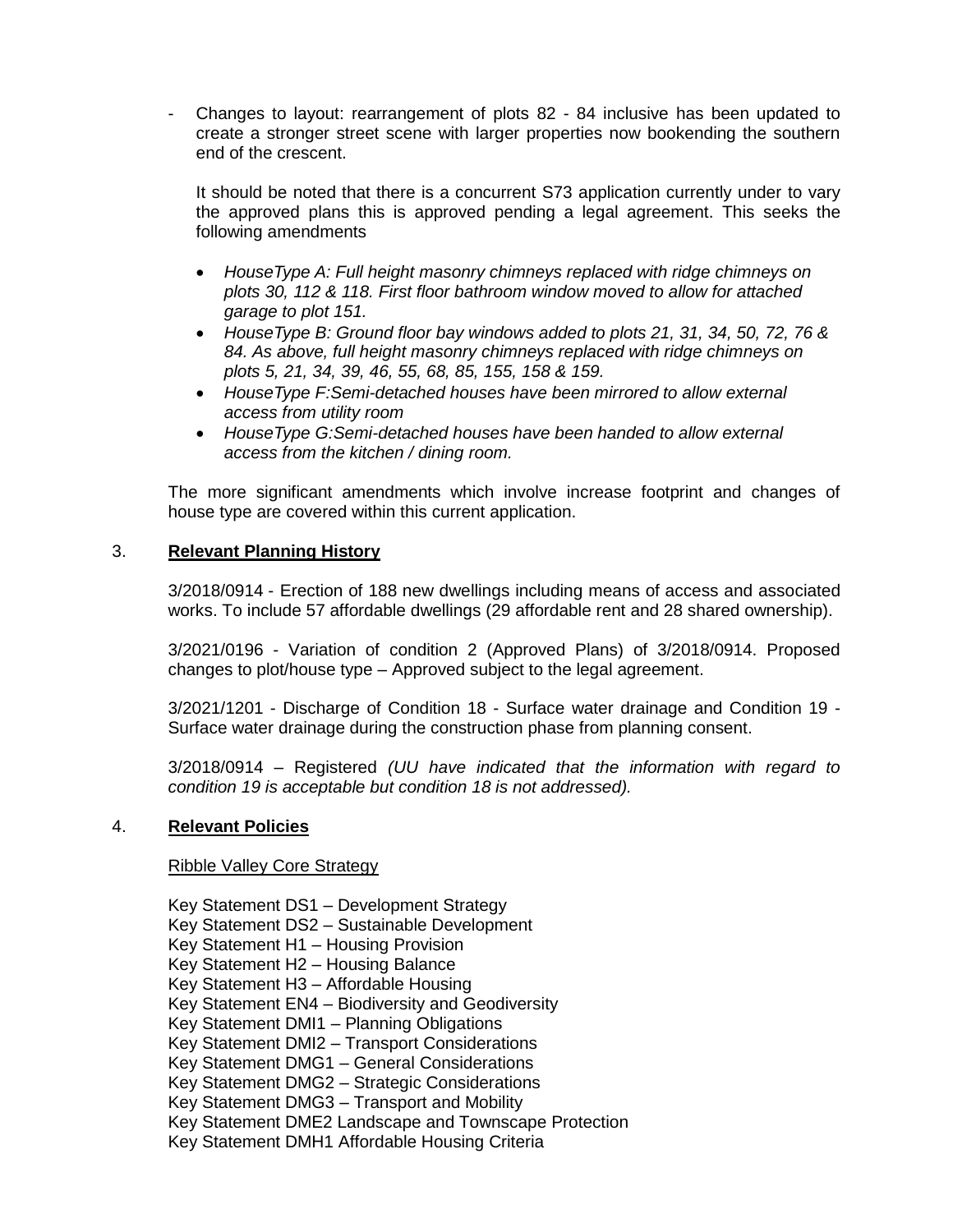- Changes to layout: rearrangement of plots 82 - 84 inclusive has been updated to create a stronger street scene with larger properties now bookending the southern end of the crescent.

  It should be noted that there is a concurrent S73 application currently under to vary the approved plans this is approved pending a legal agreement. This seeks the following amendments

  - *HouseType A: Full height masonry chimneys replaced with ridge chimneys on plots 30, 112 & 118. First floor bathroom window moved to allow for attached garage to plot 151.*
  - *HouseType B: Ground floor bay windows added to plots 21, 31, 34, 50, 72, 76 & 84. As above, full height masonry chimneys replaced with ridge chimneys on plots 5, 21, 34, 39, 46, 55, 68, 85, 155, 158 & 159.*
  - *HouseType F:Semi-detached houses have been mirrored to allow external access from utility room*
  - *HouseType G:Semi-detached houses have been handed to allow external access from the kitchen / dining room.*

  The more significant amendments which involve increase footprint and changes of house type are covered within this current application.

3. **Relevant Planning History**

   3/2018/0914 - Erection of 188 new dwellings including means of access and associated works. To include 57 affordable dwellings (29 affordable rent and 28 shared ownership).

   3/2021/0196 - Variation of condition 2 (Approved Plans) of 3/2018/0914. Proposed changes to plot/house type – Approved subject to the legal agreement.

   3/2021/1201 - Discharge of Condition 18 - Surface water drainage and Condition 19 - Surface water drainage during the construction phase from planning consent.

   3/2018/0914 – Registered *(UU have indicated that the information with regard to condition 19 is acceptable but condition 18 is not addressed).*

4. **Relevant Policies**

   Ribble Valley Core Strategy

   Key Statement DS1 – Development Strategy
   Key Statement DS2 – Sustainable Development
   Key Statement H1 – Housing Provision
   Key Statement H2 – Housing Balance
   Key Statement H3 – Affordable Housing
   Key Statement EN4 – Biodiversity and Geodiversity
   Key Statement DMI1 – Planning Obligations
   Key Statement DMI2 – Transport Considerations
   Key Statement DMG1 – General Considerations
   Key Statement DMG2 – Strategic Considerations
   Key Statement DMG3 – Transport and Mobility
   Key Statement DME2 Landscape and Townscape Protection
   Key Statement DMH1 Affordable Housing Criteria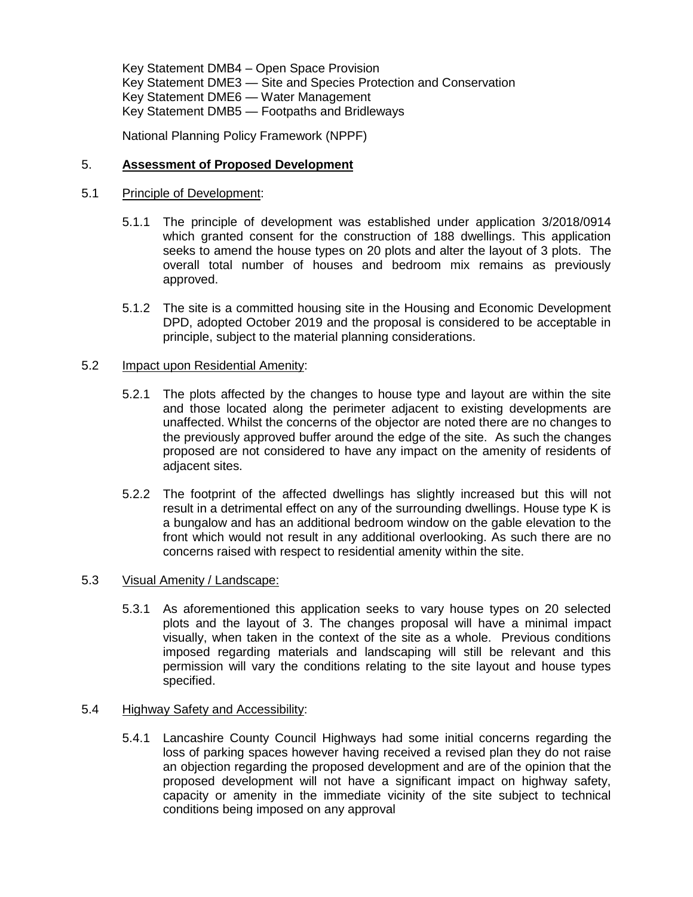Key Statement DMB4 – Open Space Provision
Key Statement DME3 — Site and Species Protection and Conservation
Key Statement DME6 — Water Management
Key Statement DMB5 — Footpaths and Bridleways

National Planning Policy Framework (NPPF)

## 5. **Assessment of Proposed Development**

### 5.1 Principle of Development:

5.1.1 The principle of development was established under application 3/2018/0914 which granted consent for the construction of 188 dwellings. This application seeks to amend the house types on 20 plots and alter the layout of 3 plots. The overall total number of houses and bedroom mix remains as previously approved.

5.1.2 The site is a committed housing site in the Housing and Economic Development DPD, adopted October 2019 and the proposal is considered to be acceptable in principle, subject to the material planning considerations.

### 5.2 Impact upon Residential Amenity:

5.2.1 The plots affected by the changes to house type and layout are within the site and those located along the perimeter adjacent to existing developments are unaffected. Whilst the concerns of the objector are noted there are no changes to the previously approved buffer around the edge of the site. As such the changes proposed are not considered to have any impact on the amenity of residents of adjacent sites.

5.2.2 The footprint of the affected dwellings has slightly increased but this will not result in a detrimental effect on any of the surrounding dwellings. House type K is a bungalow and has an additional bedroom window on the gable elevation to the front which would not result in any additional overlooking. As such there are no concerns raised with respect to residential amenity within the site.

### 5.3 Visual Amenity / Landscape:

5.3.1 As aforementioned this application seeks to vary house types on 20 selected plots and the layout of 3. The changes proposal will have a minimal impact visually, when taken in the context of the site as a whole. Previous conditions imposed regarding materials and landscaping will still be relevant and this permission will vary the conditions relating to the site layout and house types specified.

### 5.4 Highway Safety and Accessibility:

5.4.1 Lancashire County Council Highways had some initial concerns regarding the loss of parking spaces however having received a revised plan they do not raise an objection regarding the proposed development and are of the opinion that the proposed development will not have a significant impact on highway safety, capacity or amenity in the immediate vicinity of the site subject to technical conditions being imposed on any approval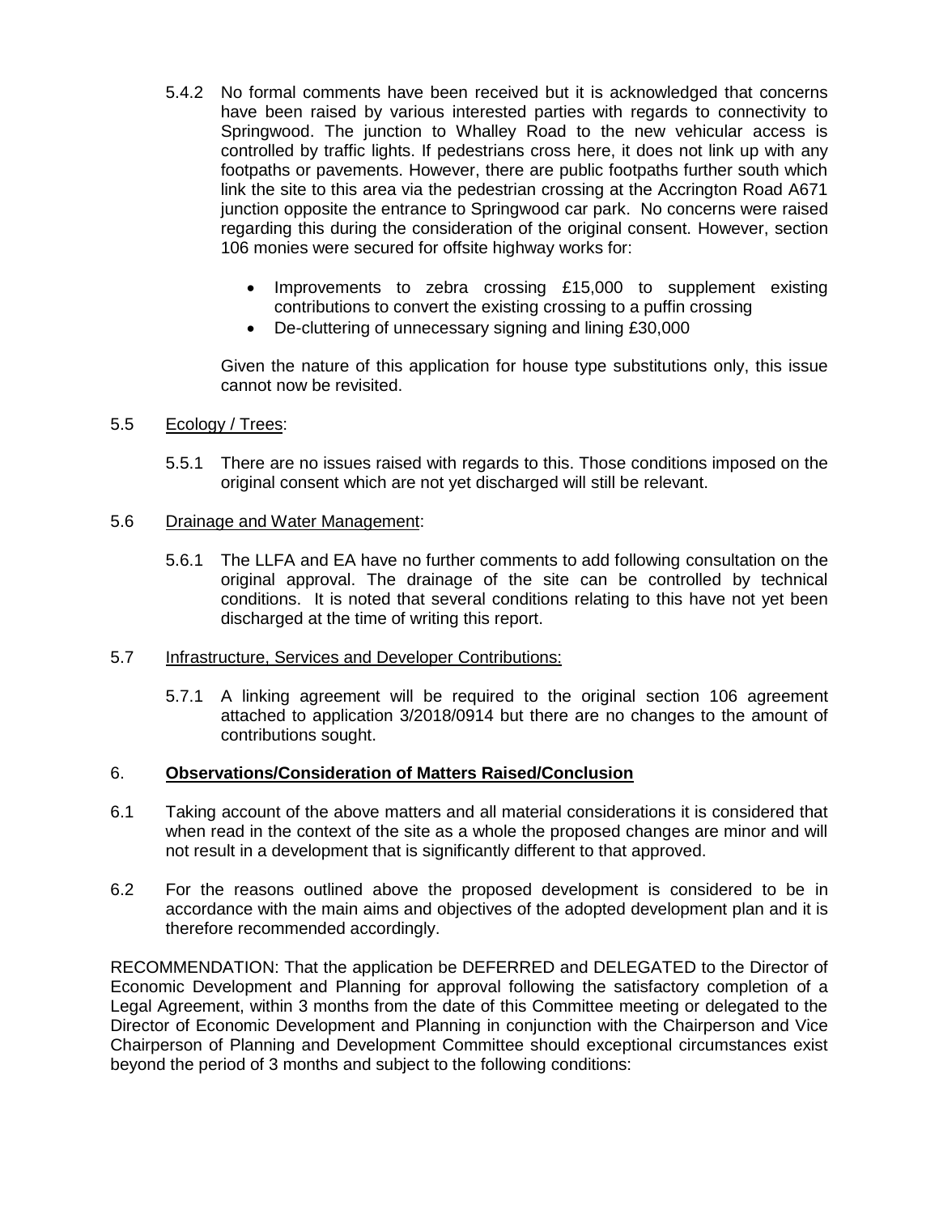5.4.2 No formal comments have been received but it is acknowledged that concerns have been raised by various interested parties with regards to connectivity to Springwood. The junction to Whalley Road to the new vehicular access is controlled by traffic lights. If pedestrians cross here, it does not link up with any footpaths or pavements. However, there are public footpaths further south which link the site to this area via the pedestrian crossing at the Accrington Road A671 junction opposite the entrance to Springwood car park. No concerns were raised regarding this during the consideration of the original consent. However, section 106 monies were secured for offsite highway works for:

- Improvements to zebra crossing £15,000 to supplement existing contributions to convert the existing crossing to a puffin crossing
- De-cluttering of unnecessary signing and lining £30,000

Given the nature of this application for house type substitutions only, this issue cannot now be revisited.

5.5 <u>Ecology / Trees</u>:

5.5.1 There are no issues raised with regards to this. Those conditions imposed on the original consent which are not yet discharged will still be relevant.

5.6 <u>Drainage and Water Management</u>:

5.6.1 The LLFA and EA have no further comments to add following consultation on the original approval. The drainage of the site can be controlled by technical conditions. It is noted that several conditions relating to this have not yet been discharged at the time of writing this report.

5.7 <u>Infrastructure, Services and Developer Contributions:</u>

5.7.1 A linking agreement will be required to the original section 106 agreement attached to application 3/2018/0914 but there are no changes to the amount of contributions sought.

## 6. **<u>Observations/Consideration of Matters Raised/Conclusion</u>**

6.1 Taking account of the above matters and all material considerations it is considered that when read in the context of the site as a whole the proposed changes are minor and will not result in a development that is significantly different to that approved.

6.2 For the reasons outlined above the proposed development is considered to be in accordance with the main aims and objectives of the adopted development plan and it is therefore recommended accordingly.

RECOMMENDATION: That the application be DEFERRED and DELEGATED to the Director of Economic Development and Planning for approval following the satisfactory completion of a Legal Agreement, within 3 months from the date of this Committee meeting or delegated to the Director of Economic Development and Planning in conjunction with the Chairperson and Vice Chairperson of Planning and Development Committee should exceptional circumstances exist beyond the period of 3 months and subject to the following conditions: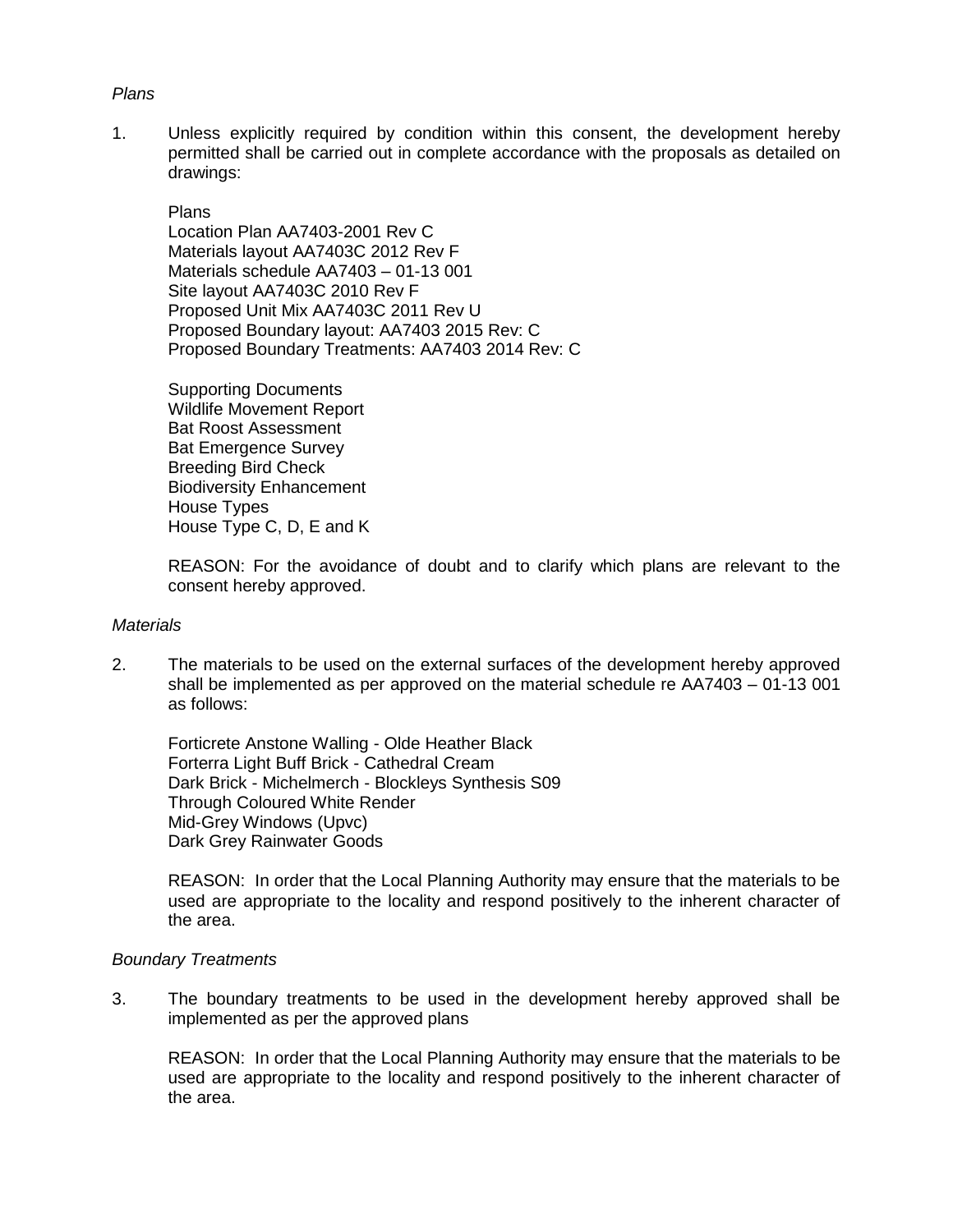*Plans*

1. Unless explicitly required by condition within this consent, the development hereby permitted shall be carried out in complete accordance with the proposals as detailed on drawings:

   Plans
   Location Plan AA7403-2001 Rev C
   Materials layout AA7403C 2012 Rev F
   Materials schedule AA7403 – 01-13 001
   Site layout AA7403C 2010 Rev F
   Proposed Unit Mix AA7403C 2011 Rev U
   Proposed Boundary layout: AA7403 2015 Rev: C
   Proposed Boundary Treatments: AA7403 2014 Rev: C

   Supporting Documents
   Wildlife Movement Report
   Bat Roost Assessment
   Bat Emergence Survey
   Breeding Bird Check
   Biodiversity Enhancement
   House Types
   House Type C, D, E and K

   REASON: For the avoidance of doubt and to clarify which plans are relevant to the consent hereby approved.

*Materials*

2. The materials to be used on the external surfaces of the development hereby approved shall be implemented as per approved on the material schedule re AA7403 – 01-13 001 as follows:

   Forticrete Anstone Walling - Olde Heather Black
   Forterra Light Buff Brick - Cathedral Cream
   Dark Brick - Michelmerch - Blockleys Synthesis S09
   Through Coloured White Render
   Mid-Grey Windows (Upvc)
   Dark Grey Rainwater Goods

   REASON: In order that the Local Planning Authority may ensure that the materials to be used are appropriate to the locality and respond positively to the inherent character of the area.

*Boundary Treatments*

3. The boundary treatments to be used in the development hereby approved shall be implemented as per the approved plans

   REASON: In order that the Local Planning Authority may ensure that the materials to be used are appropriate to the locality and respond positively to the inherent character of the area.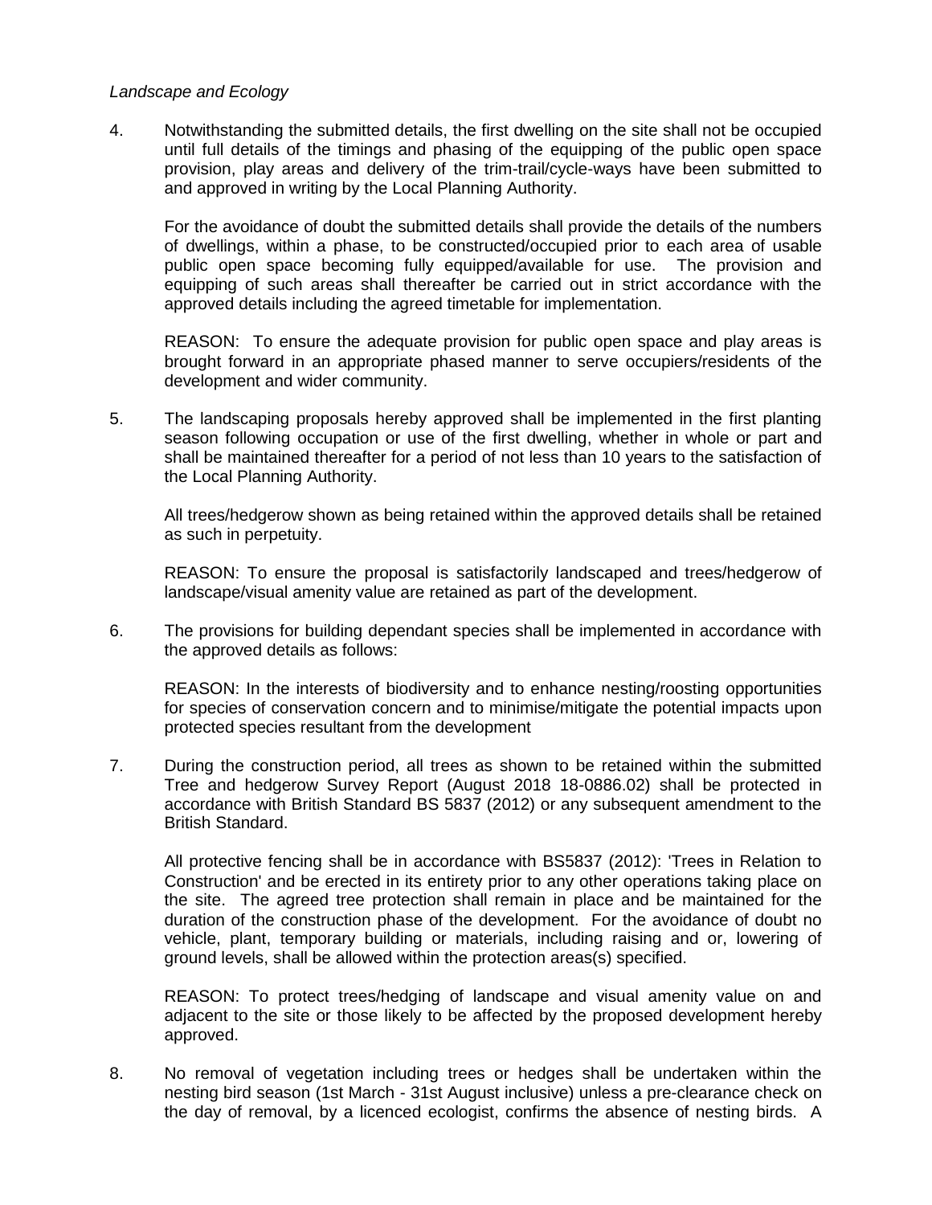*Landscape and Ecology*

4. Notwithstanding the submitted details, the first dwelling on the site shall not be occupied until full details of the timings and phasing of the equipping of the public open space provision, play areas and delivery of the trim-trail/cycle-ways have been submitted to and approved in writing by the Local Planning Authority.

   For the avoidance of doubt the submitted details shall provide the details of the numbers of dwellings, within a phase, to be constructed/occupied prior to each area of usable public open space becoming fully equipped/available for use. The provision and equipping of such areas shall thereafter be carried out in strict accordance with the approved details including the agreed timetable for implementation.

   REASON: To ensure the adequate provision for public open space and play areas is brought forward in an appropriate phased manner to serve occupiers/residents of the development and wider community.

5. The landscaping proposals hereby approved shall be implemented in the first planting season following occupation or use of the first dwelling, whether in whole or part and shall be maintained thereafter for a period of not less than 10 years to the satisfaction of the Local Planning Authority.

   All trees/hedgerow shown as being retained within the approved details shall be retained as such in perpetuity.

   REASON: To ensure the proposal is satisfactorily landscaped and trees/hedgerow of landscape/visual amenity value are retained as part of the development.

6. The provisions for building dependant species shall be implemented in accordance with the approved details as follows:

   REASON: In the interests of biodiversity and to enhance nesting/roosting opportunities for species of conservation concern and to minimise/mitigate the potential impacts upon protected species resultant from the development

7. During the construction period, all trees as shown to be retained within the submitted Tree and hedgerow Survey Report (August 2018 18-0886.02) shall be protected in accordance with British Standard BS 5837 (2012) or any subsequent amendment to the British Standard.

   All protective fencing shall be in accordance with BS5837 (2012): 'Trees in Relation to Construction' and be erected in its entirety prior to any other operations taking place on the site. The agreed tree protection shall remain in place and be maintained for the duration of the construction phase of the development. For the avoidance of doubt no vehicle, plant, temporary building or materials, including raising and or, lowering of ground levels, shall be allowed within the protection areas(s) specified.

   REASON: To protect trees/hedging of landscape and visual amenity value on and adjacent to the site or those likely to be affected by the proposed development hereby approved.

8. No removal of vegetation including trees or hedges shall be undertaken within the nesting bird season (1st March - 31st August inclusive) unless a pre-clearance check on the day of removal, by a licenced ecologist, confirms the absence of nesting birds. A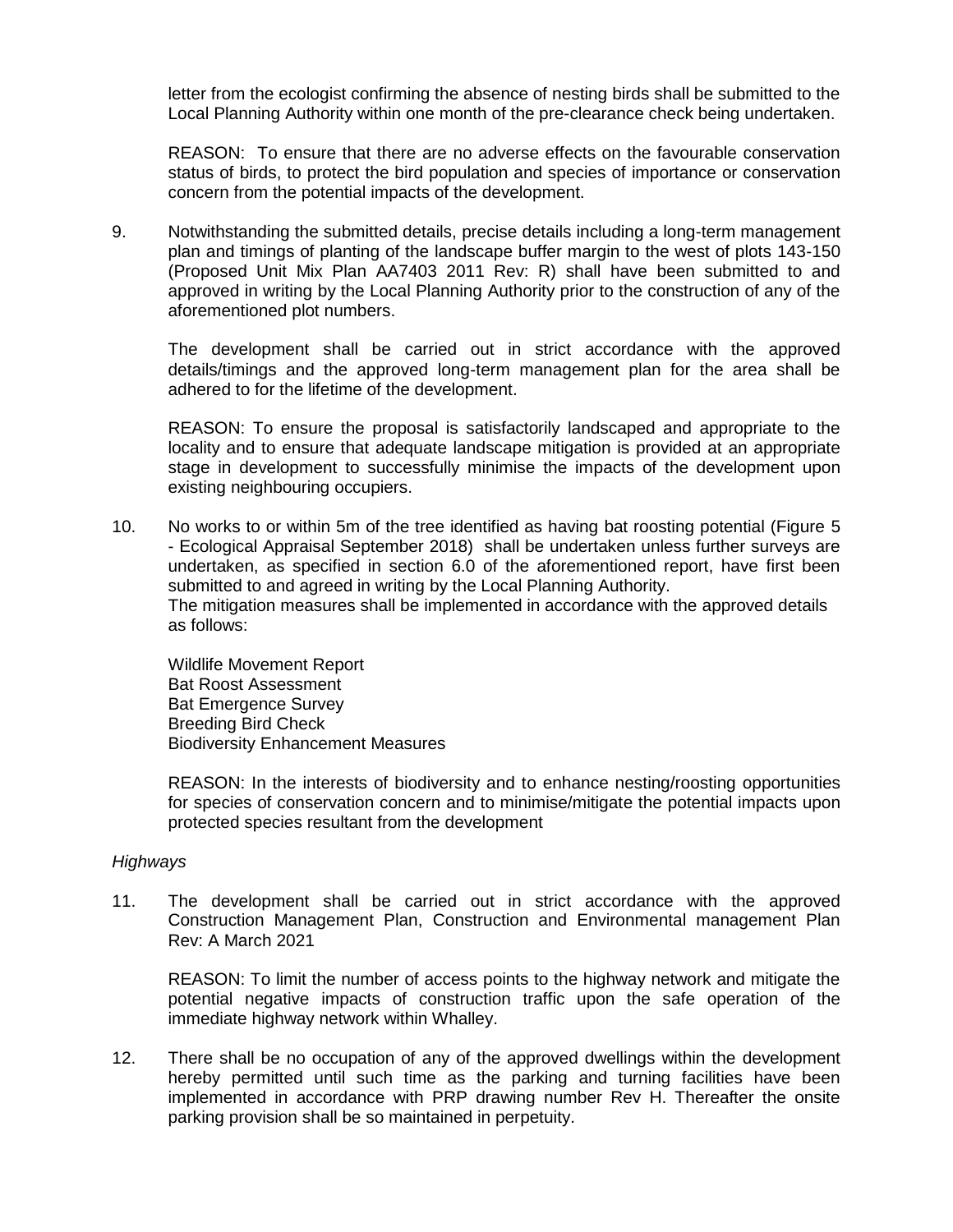letter from the ecologist confirming the absence of nesting birds shall be submitted to the Local Planning Authority within one month of the pre-clearance check being undertaken.

REASON: To ensure that there are no adverse effects on the favourable conservation status of birds, to protect the bird population and species of importance or conservation concern from the potential impacts of the development.

9. Notwithstanding the submitted details, precise details including a long-term management plan and timings of planting of the landscape buffer margin to the west of plots 143-150 (Proposed Unit Mix Plan AA7403 2011 Rev: R) shall have been submitted to and approved in writing by the Local Planning Authority prior to the construction of any of the aforementioned plot numbers.

   The development shall be carried out in strict accordance with the approved details/timings and the approved long-term management plan for the area shall be adhered to for the lifetime of the development.

   REASON: To ensure the proposal is satisfactorily landscaped and appropriate to the locality and to ensure that adequate landscape mitigation is provided at an appropriate stage in development to successfully minimise the impacts of the development upon existing neighbouring occupiers.

10. No works to or within 5m of the tree identified as having bat roosting potential (Figure 5 - Ecological Appraisal September 2018) shall be undertaken unless further surveys are undertaken, as specified in section 6.0 of the aforementioned report, have first been submitted to and agreed in writing by the Local Planning Authority.
    The mitigation measures shall be implemented in accordance with the approved details as follows:

    Wildlife Movement Report
    Bat Roost Assessment
    Bat Emergence Survey
    Breeding Bird Check
    Biodiversity Enhancement Measures

    REASON: In the interests of biodiversity and to enhance nesting/roosting opportunities for species of conservation concern and to minimise/mitigate the potential impacts upon protected species resultant from the development

*Highways*

11. The development shall be carried out in strict accordance with the approved Construction Management Plan, Construction and Environmental management Plan Rev: A March 2021

    REASON: To limit the number of access points to the highway network and mitigate the potential negative impacts of construction traffic upon the safe operation of the immediate highway network within Whalley.

12. There shall be no occupation of any of the approved dwellings within the development hereby permitted until such time as the parking and turning facilities have been implemented in accordance with PRP drawing number Rev H. Thereafter the onsite parking provision shall be so maintained in perpetuity.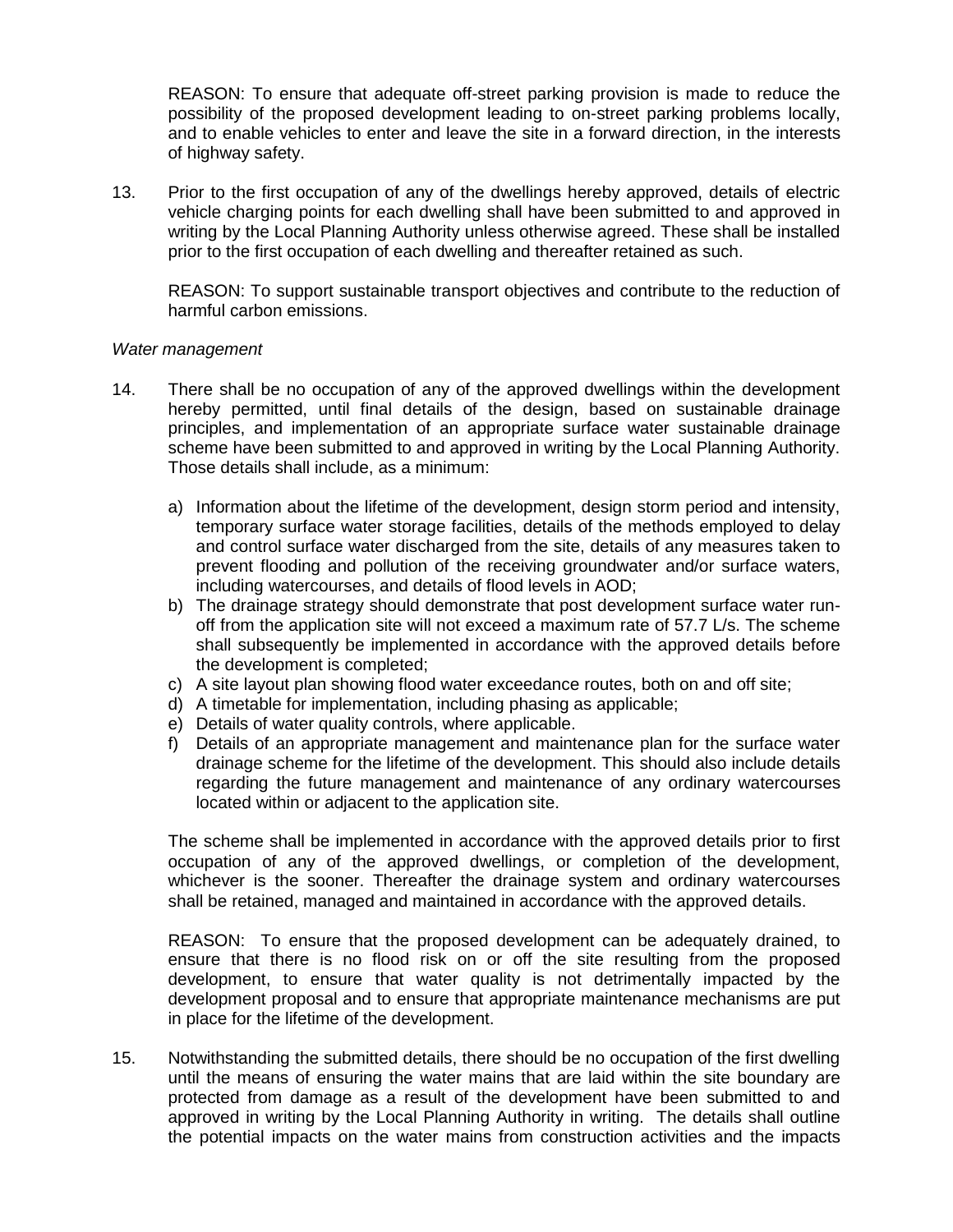REASON: To ensure that adequate off-street parking provision is made to reduce the possibility of the proposed development leading to on-street parking problems locally, and to enable vehicles to enter and leave the site in a forward direction, in the interests of highway safety.

13. Prior to the first occupation of any of the dwellings hereby approved, details of electric vehicle charging points for each dwelling shall have been submitted to and approved in writing by the Local Planning Authority unless otherwise agreed. These shall be installed prior to the first occupation of each dwelling and thereafter retained as such.

    REASON: To support sustainable transport objectives and contribute to the reduction of harmful carbon emissions.

*Water management*

14. There shall be no occupation of any of the approved dwellings within the development hereby permitted, until final details of the design, based on sustainable drainage principles, and implementation of an appropriate surface water sustainable drainage scheme have been submitted to and approved in writing by the Local Planning Authority. Those details shall include, as a minimum:

    a) Information about the lifetime of the development, design storm period and intensity, temporary surface water storage facilities, details of the methods employed to delay and control surface water discharged from the site, details of any measures taken to prevent flooding and pollution of the receiving groundwater and/or surface waters, including watercourses, and details of flood levels in AOD;
    b) The drainage strategy should demonstrate that post development surface water run-off from the application site will not exceed a maximum rate of 57.7 L/s. The scheme shall subsequently be implemented in accordance with the approved details before the development is completed;
    c) A site layout plan showing flood water exceedance routes, both on and off site;
    d) A timetable for implementation, including phasing as applicable;
    e) Details of water quality controls, where applicable.
    f) Details of an appropriate management and maintenance plan for the surface water drainage scheme for the lifetime of the development. This should also include details regarding the future management and maintenance of any ordinary watercourses located within or adjacent to the application site.

    The scheme shall be implemented in accordance with the approved details prior to first occupation of any of the approved dwellings, or completion of the development, whichever is the sooner. Thereafter the drainage system and ordinary watercourses shall be retained, managed and maintained in accordance with the approved details.

    REASON: To ensure that the proposed development can be adequately drained, to ensure that there is no flood risk on or off the site resulting from the proposed development, to ensure that water quality is not detrimentally impacted by the development proposal and to ensure that appropriate maintenance mechanisms are put in place for the lifetime of the development.

15. Notwithstanding the submitted details, there should be no occupation of the first dwelling until the means of ensuring the water mains that are laid within the site boundary are protected from damage as a result of the development have been submitted to and approved in writing by the Local Planning Authority in writing. The details shall outline the potential impacts on the water mains from construction activities and the impacts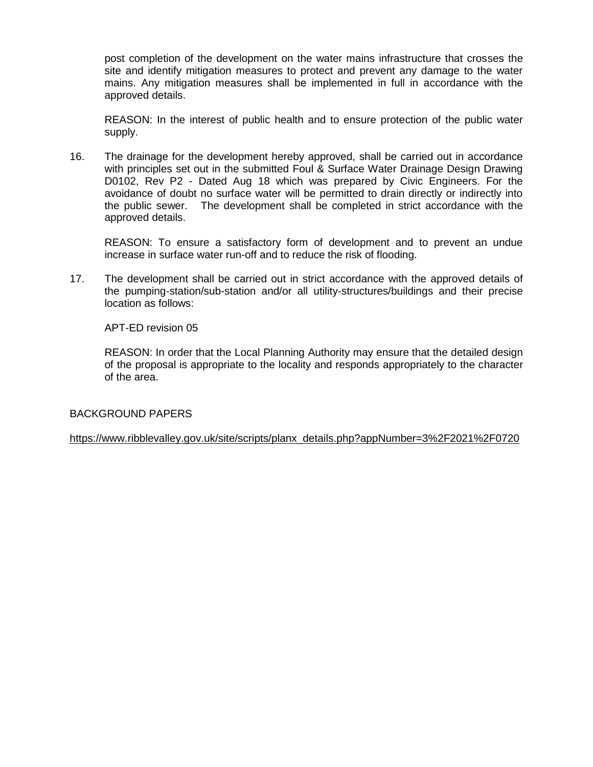post completion of the development on the water mains infrastructure that crosses the site and identify mitigation measures to protect and prevent any damage to the water mains. Any mitigation measures shall be implemented in full in accordance with the approved details.

REASON: In the interest of public health and to ensure protection of the public water supply.

16. The drainage for the development hereby approved, shall be carried out in accordance with principles set out in the submitted Foul & Surface Water Drainage Design Drawing D0102, Rev P2 - Dated Aug 18 which was prepared by Civic Engineers. For the avoidance of doubt no surface water will be permitted to drain directly or indirectly into the public sewer. The development shall be completed in strict accordance with the approved details.

    REASON: To ensure a satisfactory form of development and to prevent an undue increase in surface water run-off and to reduce the risk of flooding.

17. The development shall be carried out in strict accordance with the approved details of the pumping-station/sub-station and/or all utility-structures/buildings and their precise location as follows:

    APT-ED revision 05

    REASON: In order that the Local Planning Authority may ensure that the detailed design of the proposal is appropriate to the locality and responds appropriately to the character of the area.

BACKGROUND PAPERS

https://www.ribblevalley.gov.uk/site/scripts/planx_details.php?appNumber=3%2F2021%2F0720